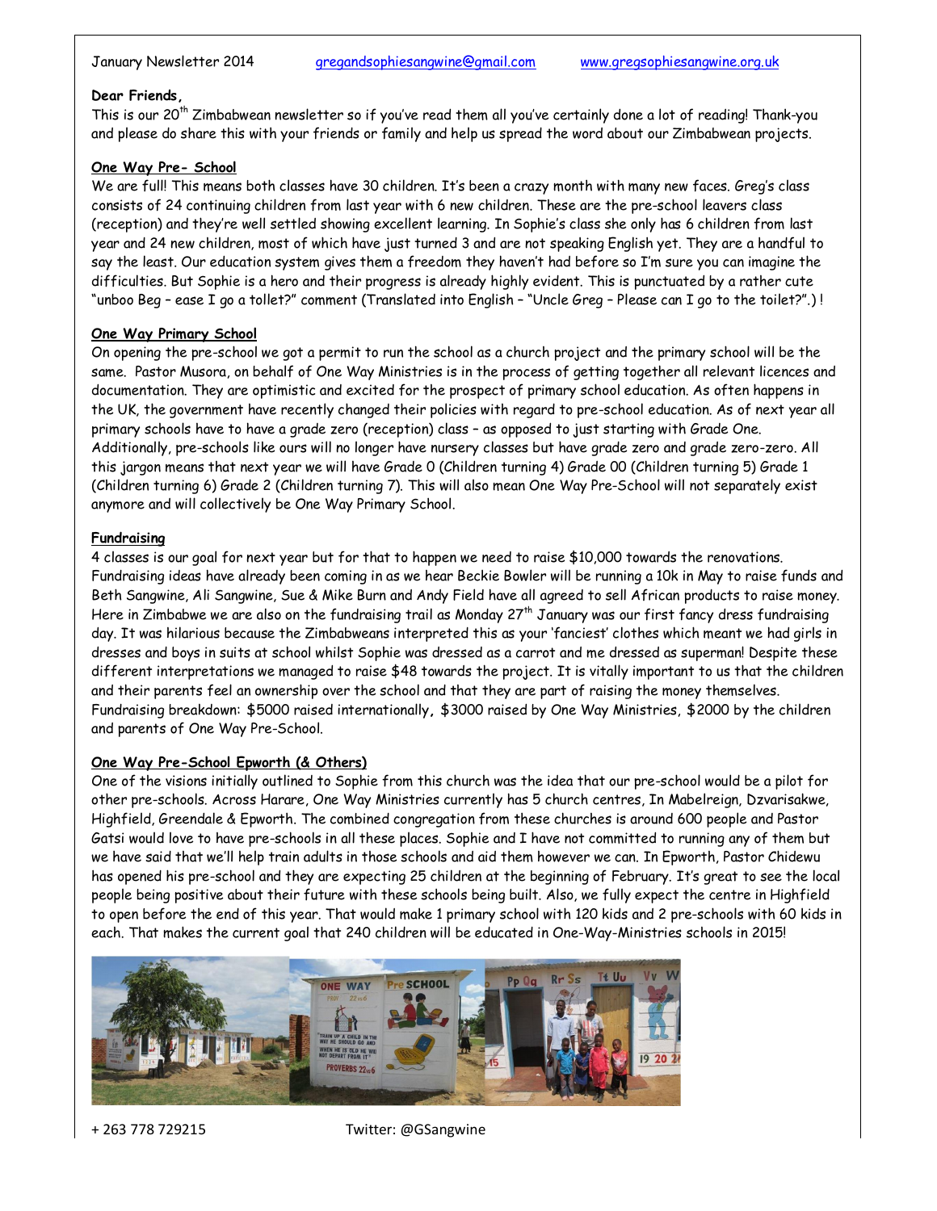January Newsletter 2014 gregandsophiesangwine@gmail.com www.gregsophiesangwine.org.uk

**Dear Friends,**

This is our 20th Zimbabwean newsletter so if you've read them all you've certainly done a lot of reading! Thank-you and please do share this with your friends or family and help us spread the word about our Zimbabwean projects.

**One Way Pre- School**

We are full! This means both classes have 30 children. It's been a crazy month with many new faces. Greg's class consists of 24 continuing children from last year with 6 new children. These are the pre-school leavers class (reception) and they're well settled showing excellent learning. In Sophie's class she only has 6 children from last year and 24 new children, most of which have just turned 3 and are not speaking English yet. They are a handful to say the least. Our education system gives them a freedom they haven't had before so I'm sure you can imagine the difficulties. But Sophie is a hero and their progress is already highly evident. This is punctuated by a rather cute "unboo Beg – ease I go a tollet?" comment (Translated into English – "Uncle Greg – Please can I go to the toilet?".) !

**One Way Primary School**

On opening the pre-school we got a permit to run the school as a church project and the primary school will be the same. Pastor Musora, on behalf of One Way Ministries is in the process of getting together all relevant licences and documentation. They are optimistic and excited for the prospect of primary school education. As often happens in the UK, the government have recently changed their policies with regard to pre-school education. As of next year all primary schools have to have a grade zero (reception) class – as opposed to just starting with Grade One. Additionally, pre-schools like ours will no longer have nursery classes but have grade zero and grade zero-zero. All this jargon means that next year we will have Grade 0 (Children turning 4) Grade 00 (Children turning 5) Grade 1 (Children turning 6) Grade 2 (Children turning 7). This will also mean One Way Pre-School will not separately exist anymore and will collectively be One Way Primary School.

**Fundraising**

4 classes is our goal for next year but for that to happen we need to raise $10,000 towards the renovations. Fundraising ideas have already been coming in as we hear Beckie Bowler will be running a 10k in May to raise funds and Beth Sangwine, Ali Sangwine, Sue & Mike Burn and Andy Field have all agreed to sell African products to raise money. Here in Zimbabwe we are also on the fundraising trail as Monday 27th January was our first fancy dress fundraising day. It was hilarious because the Zimbabweans interpreted this as your 'fanciest' clothes which meant we had girls in dresses and boys in suits at school whilst Sophie was dressed as a carrot and me dressed as superman! Despite these different interpretations we managed to raise $48 towards the project. It is vitally important to us that the children and their parents feel an ownership over the school and that they are part of raising the money themselves. Fundraising breakdown: $5000 raised internationally, $3000 raised by One Way Ministries, $2000 by the children and parents of One Way Pre-School.

**One Way Pre-School Epworth (& Others)**

One of the visions initially outlined to Sophie from this church was the idea that our pre-school would be a pilot for other pre-schools. Across Harare, One Way Ministries currently has 5 church centres, In Mabelreign, Dzvarisakwe, Highfield, Greendale & Epworth. The combined congregation from these churches is around 600 people and Pastor Gatsi would love to have pre-schools in all these places. Sophie and I have not committed to running any of them but we have said that we'll help train adults in those schools and aid them however we can. In Epworth, Pastor Chidewu has opened his pre-school and they are expecting 25 children at the beginning of February. It's great to see the local people being positive about their future with these schools being built. Also, we fully expect the centre in Highfield to open before the end of this year. That would make 1 primary school with 120 kids and 2 pre-schools with 60 kids in each. That makes the current goal that 240 children will be educated in One-Way-Ministries schools in 2015!

+ 263 778 729215 Twitter: @GSangwine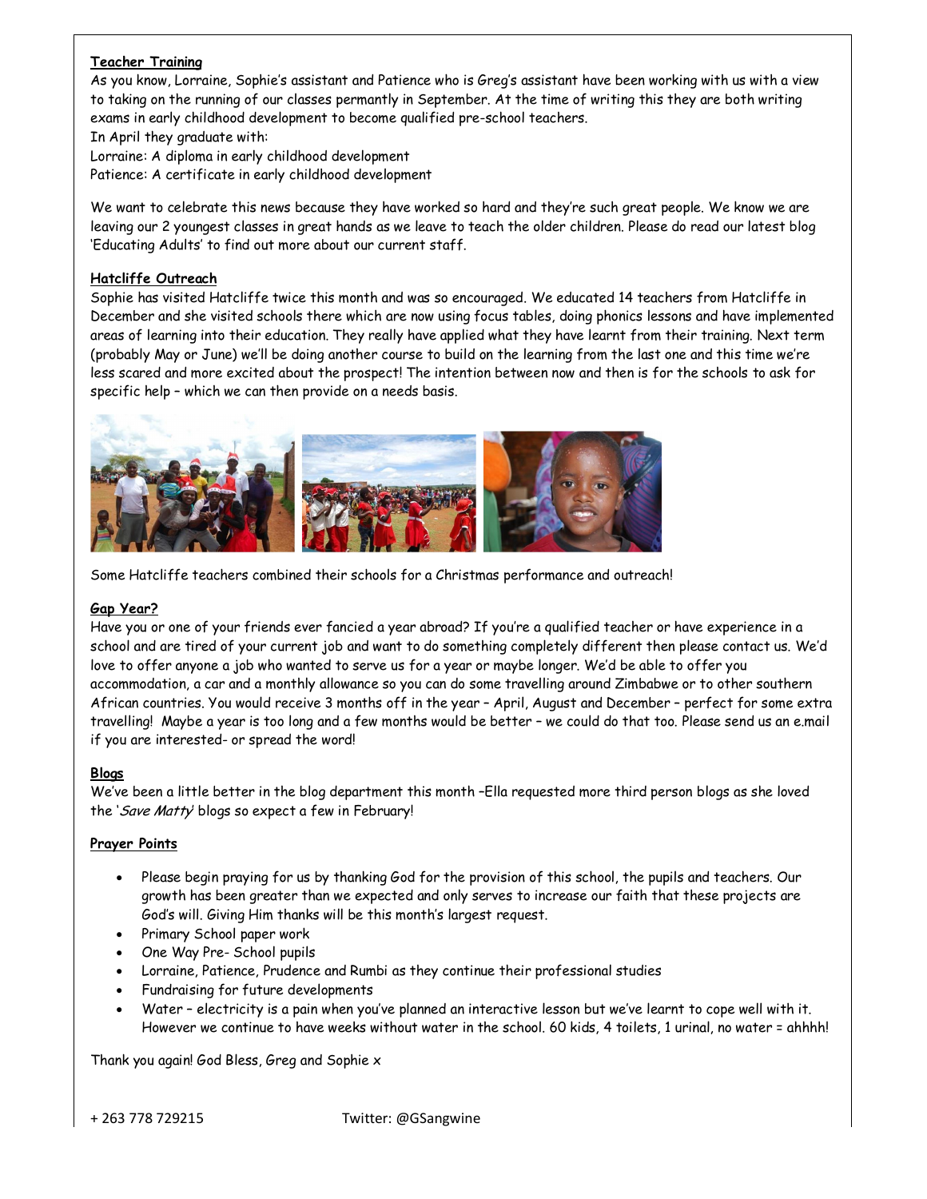**Teacher Training**

As you know, Lorraine, Sophie's assistant and Patience who is Greg's assistant have been working with us with a view to taking on the running of our classes permantly in September. At the time of writing this they are both writing exams in early childhood development to become qualified pre-school teachers.

In April they graduate with:

Lorraine: A diploma in early childhood development

Patience: A certificate in early childhood development

We want to celebrate this news because they have worked so hard and they're such great people. We know we are leaving our 2 youngest classes in great hands as we leave to teach the older children. Please do read our latest blog 'Educating Adults' to find out more about our current staff.

**Hatcliffe Outreach**

Sophie has visited Hatcliffe twice this month and was so encouraged. We educated 14 teachers from Hatcliffe in December and she visited schools there which are now using focus tables, doing phonics lessons and have implemented areas of learning into their education. They really have applied what they have learnt from their training. Next term (probably May or June) we'll be doing another course to build on the learning from the last one and this time we're less scared and more excited about the prospect! The intention between now and then is for the schools to ask for specific help – which we can then provide on a needs basis.

Some Hatcliffe teachers combined their schools for a Christmas performance and outreach!

**Gap Year?**

Have you or one of your friends ever fancied a year abroad? If you're a qualified teacher or have experience in a school and are tired of your current job and want to do something completely different then please contact us. We'd love to offer anyone a job who wanted to serve us for a year or maybe longer. We'd be able to offer you accommodation, a car and a monthly allowance so you can do some travelling around Zimbabwe or to other southern African countries. You would receive 3 months off in the year – April, August and December – perfect for some extra travelling! Maybe a year is too long and a few months would be better – we could do that too. Please send us an e.mail if you are interested- or spread the word!

**Blogs**

We've been a little better in the blog department this month –Ella requested more third person blogs as she loved the '*Save Matty*' blogs so expect a few in February!

**Prayer Points**

- Please begin praying for us by thanking God for the provision of this school, the pupils and teachers. Our growth has been greater than we expected and only serves to increase our faith that these projects are God's will. Giving Him thanks will be this month's largest request.
- Primary School paper work
- One Way Pre- School pupils
- Lorraine, Patience, Prudence and Rumbi as they continue their professional studies
- Fundraising for future developments
- Water – electricity is a pain when you've planned an interactive lesson but we've learnt to cope well with it. However we continue to have weeks without water in the school. 60 kids, 4 toilets, 1 urinal, no water = ahhhh!

Thank you again! God Bless, Greg and Sophie x

+ 263 778 729215 Twitter: @GSangwine